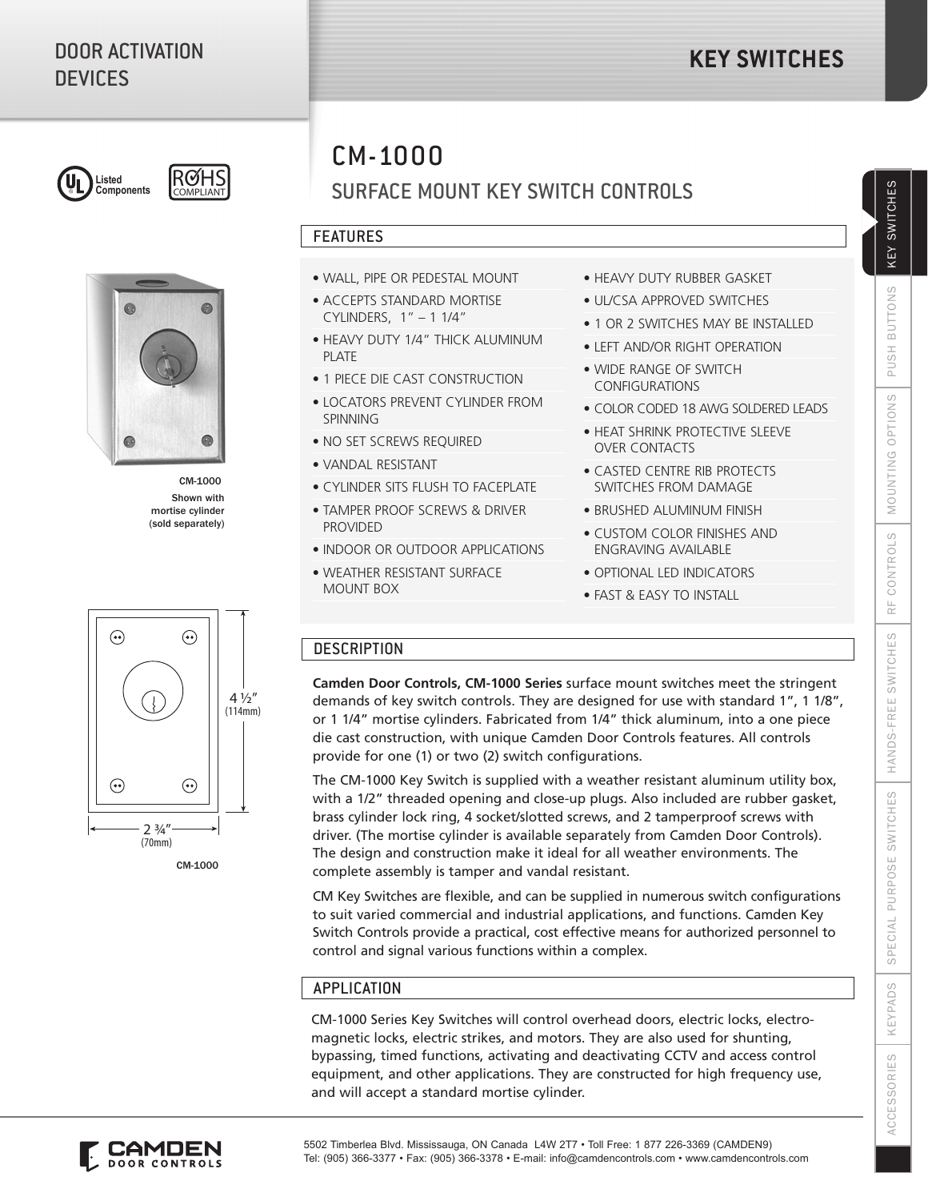# DOOR ACTIVATION DEVICES

## KEY SWITCHES

# CM-1000

## SURFACE MOUNT KEY SWITCH CONTROLS

CM-1000
Shown with mortise cylinder (sold separately)

4 ½" (114mm)

2 ¾" (70mm)

CM-1000

### FEATURES

- WALL, PIPE OR PEDESTAL MOUNT
- ACCEPTS STANDARD MORTISE CYLINDERS, 1" – 1 1/4"
- HEAVY DUTY 1/4" THICK ALUMINUM PLATE
- 1 PIECE DIE CAST CONSTRUCTION
- LOCATORS PREVENT CYLINDER FROM SPINNING
- NO SET SCREWS REQUIRED
- VANDAL RESISTANT
- CYLINDER SITS FLUSH TO FACEPLATE
- TAMPER PROOF SCREWS & DRIVER PROVIDED
- INDOOR OR OUTDOOR APPLICATIONS
- WEATHER RESISTANT SURFACE MOUNT BOX
- HEAVY DUTY RUBBER GASKET
- UL/CSA APPROVED SWITCHES
- 1 OR 2 SWITCHES MAY BE INSTALLED
- LEFT AND/OR RIGHT OPERATION
- WIDE RANGE OF SWITCH CONFIGURATIONS
- COLOR CODED 18 AWG SOLDERED LEADS
- HEAT SHRINK PROTECTIVE SLEEVE OVER CONTACTS
- CASTED CENTRE RIB PROTECTS SWITCHES FROM DAMAGE
- BRUSHED ALUMINUM FINISH
- CUSTOM COLOR FINISHES AND ENGRAVING AVAILABLE
- OPTIONAL LED INDICATORS
- FAST & EASY TO INSTALL

### DESCRIPTION

**Camden Door Controls, CM-1000 Series** surface mount switches meet the stringent demands of key switch controls. They are designed for use with standard 1", 1 1/8", or 1 1/4" mortise cylinders. Fabricated from 1/4" thick aluminum, into a one piece die cast construction, with unique Camden Door Controls features. All controls provide for one (1) or two (2) switch configurations.

The CM-1000 Key Switch is supplied with a weather resistant aluminum utility box, with a 1/2" threaded opening and close-up plugs. Also included are rubber gasket, brass cylinder lock ring, 4 socket/slotted screws, and 2 tamperproof screws with driver. (The mortise cylinder is available separately from Camden Door Controls). The design and construction make it ideal for all weather environments. The complete assembly is tamper and vandal resistant.

CM Key Switches are flexible, and can be supplied in numerous switch configurations to suit varied commercial and industrial applications, and functions. Camden Key Switch Controls provide a practical, cost effective means for authorized personnel to control and signal various functions within a complex.

### APPLICATION

CM-1000 Series Key Switches will control overhead doors, electric locks, electro-magnetic locks, electric strikes, and motors. They are also used for shunting, bypassing, timed functions, activating and deactivating CCTV and access control equipment, and other applications. They are constructed for high frequency use, and will accept a standard mortise cylinder.

5502 Timberlea Blvd. Mississauga, ON Canada L4W 2T7 • Toll Free: 1 877 226-3369 (CAMDEN9)
Tel: (905) 366-3377 • Fax: (905) 366-3378 • E-mail: info@camdencontrols.com • www.camdencontrols.com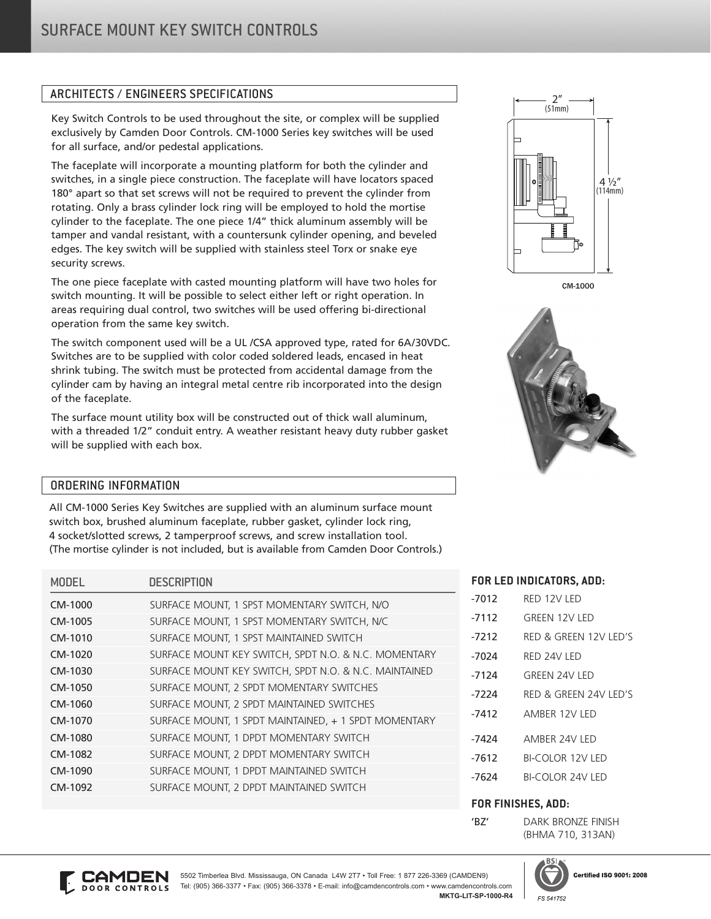# SURFACE MOUNT KEY SWITCH CONTROLS

## ARCHITECTS / ENGINEERS SPECIFICATIONS

Key Switch Controls to be used throughout the site, or complex will be supplied exclusively by Camden Door Controls. CM-1000 Series key switches will be used for all surface, and/or pedestal applications.

The faceplate will incorporate a mounting platform for both the cylinder and switches, in a single piece construction. The faceplate will have locators spaced 180° apart so that set screws will not be required to prevent the cylinder from rotating. Only a brass cylinder lock ring will be employed to hold the mortise cylinder to the faceplate. The one piece 1/4" thick aluminum assembly will be tamper and vandal resistant, with a countersunk cylinder opening, and beveled edges. The key switch will be supplied with stainless steel Torx or snake eye security screws.

The one piece faceplate with casted mounting platform will have two holes for switch mounting. It will be possible to select either left or right operation. In areas requiring dual control, two switches will be used offering bi-directional operation from the same key switch.

The switch component used will be a UL /CSA approved type, rated for 6A/30VDC. Switches are to be supplied with color coded soldered leads, encased in heat shrink tubing. The switch must be protected from accidental damage from the cylinder cam by having an integral metal centre rib incorporated into the design of the faceplate.

The surface mount utility box will be constructed out of thick wall aluminum, with a threaded 1/2" conduit entry. A weather resistant heavy duty rubber gasket will be supplied with each box.

2" (51mm)

4 ½" (114mm)

CM-1000

## ORDERING INFORMATION

All CM-1000 Series Key Switches are supplied with an aluminum surface mount switch box, brushed aluminum faceplate, rubber gasket, cylinder lock ring, 4 socket/slotted screws, 2 tamperproof screws, and screw installation tool. (The mortise cylinder is not included, but is available from Camden Door Controls.)

| MODEL | DESCRIPTION |
|---|---|
| CM-1000 | SURFACE MOUNT, 1 SPST MOMENTARY SWITCH, N/O |
| CM-1005 | SURFACE MOUNT, 1 SPST MOMENTARY SWITCH, N/C |
| CM-1010 | SURFACE MOUNT, 1 SPST MAINTAINED SWITCH |
| CM-1020 | SURFACE MOUNT KEY SWITCH, SPDT N.O. & N.C. MOMENTARY |
| CM-1030 | SURFACE MOUNT KEY SWITCH, SPDT N.O. & N.C. MAINTAINED |
| CM-1050 | SURFACE MOUNT, 2 SPDT MOMENTARY SWITCHES |
| CM-1060 | SURFACE MOUNT, 2 SPDT MAINTAINED SWITCHES |
| CM-1070 | SURFACE MOUNT, 1 SPDT MAINTAINED, + 1 SPDT MOMENTARY |
| CM-1080 | SURFACE MOUNT, 1 DPDT MOMENTARY SWITCH |
| CM-1082 | SURFACE MOUNT, 2 DPDT MOMENTARY SWITCH |
| CM-1090 | SURFACE MOUNT, 1 DPDT MAINTAINED SWITCH |
| CM-1092 | SURFACE MOUNT, 2 DPDT MAINTAINED SWITCH |

### FOR LED INDICATORS, ADD:

| | |
|---|---|
| -7012 | RED 12V LED |
| -7112 | GREEN 12V LED |
| -7212 | RED & GREEN 12V LED'S |
| -7024 | RED 24V LED |
| -7124 | GREEN 24V LED |
| -7224 | RED & GREEN 24V LED'S |
| -7412 | AMBER 12V LED |
| -7424 | AMBER 24V LED |
| -7612 | BI-COLOR 12V LED |
| -7624 | BI-COLOR 24V LED |

### FOR FINISHES, ADD:

| | |
|---|---|
| 'BZ' | DARK BRONZE FINISH (BHMA 710, 313AN) |

5502 Timberlea Blvd. Mississauga, ON Canada L4W 2T7 • Toll Free: 1 877 226-3369 (CAMDEN9)
Tel: (905) 366-3377 • Fax: (905) 366-3378 • E-mail: info@camdencontrols.com • www.camdencontrols.com
MKTG-LIT-SP-1000-R4

Certified ISO 9001: 2008
FS 541752